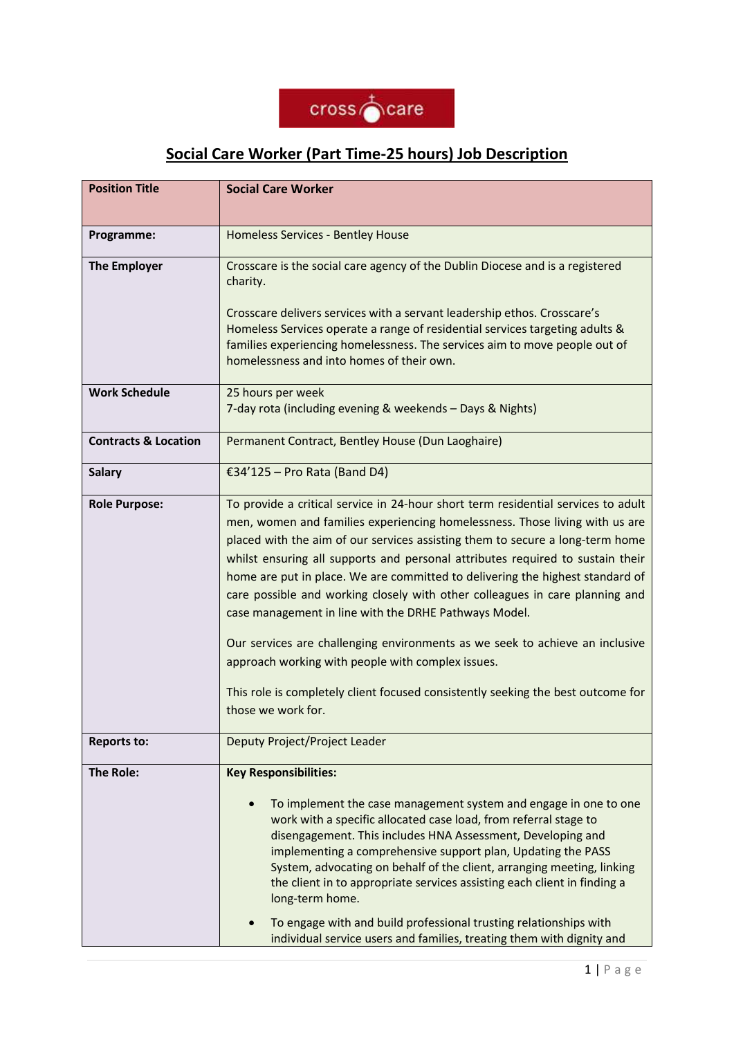cross care

## Social Care Worker (Part Time-25 hours) Job Description

| Position Title | Social Care Worker |
|---|---|
| **Programme:** | Homeless Services - Bentley House |
| **The Employer** | Crosscare is the social care agency of the Dublin Diocese and is a registered charity.<br><br>Crosscare delivers services with a servant leadership ethos. Crosscare's Homeless Services operate a range of residential services targeting adults & families experiencing homelessness. The services aim to move people out of homelessness and into homes of their own. |
| **Work Schedule** | 25 hours per week<br>7-day rota (including evening & weekends – Days & Nights) |
| **Contracts & Location** | Permanent Contract, Bentley House (Dun Laoghaire) |
| **Salary** | €34'125 – Pro Rata (Band D4) |
| **Role Purpose:** | To provide a critical service in 24-hour short term residential services to adult men, women and families experiencing homelessness. Those living with us are placed with the aim of our services assisting them to secure a long-term home whilst ensuring all supports and personal attributes required to sustain their home are put in place. We are committed to delivering the highest standard of care possible and working closely with other colleagues in care planning and case management in line with the DRHE Pathways Model.<br><br>Our services are challenging environments as we seek to achieve an inclusive approach working with people with complex issues.<br><br>This role is completely client focused consistently seeking the best outcome for those we work for. |
| **Reports to:** | Deputy Project/Project Leader |
| **The Role:** | **Key Responsibilities:**<br><br>• To implement the case management system and engage in one to one work with a specific allocated case load, from referral stage to disengagement. This includes HNA Assessment, Developing and implementing a comprehensive support plan, Updating the PASS System, advocating on behalf of the client, arranging meeting, linking the client in to appropriate services assisting each client in finding a long-term home.<br><br>• To engage with and build professional trusting relationships with individual service users and families, treating them with dignity and |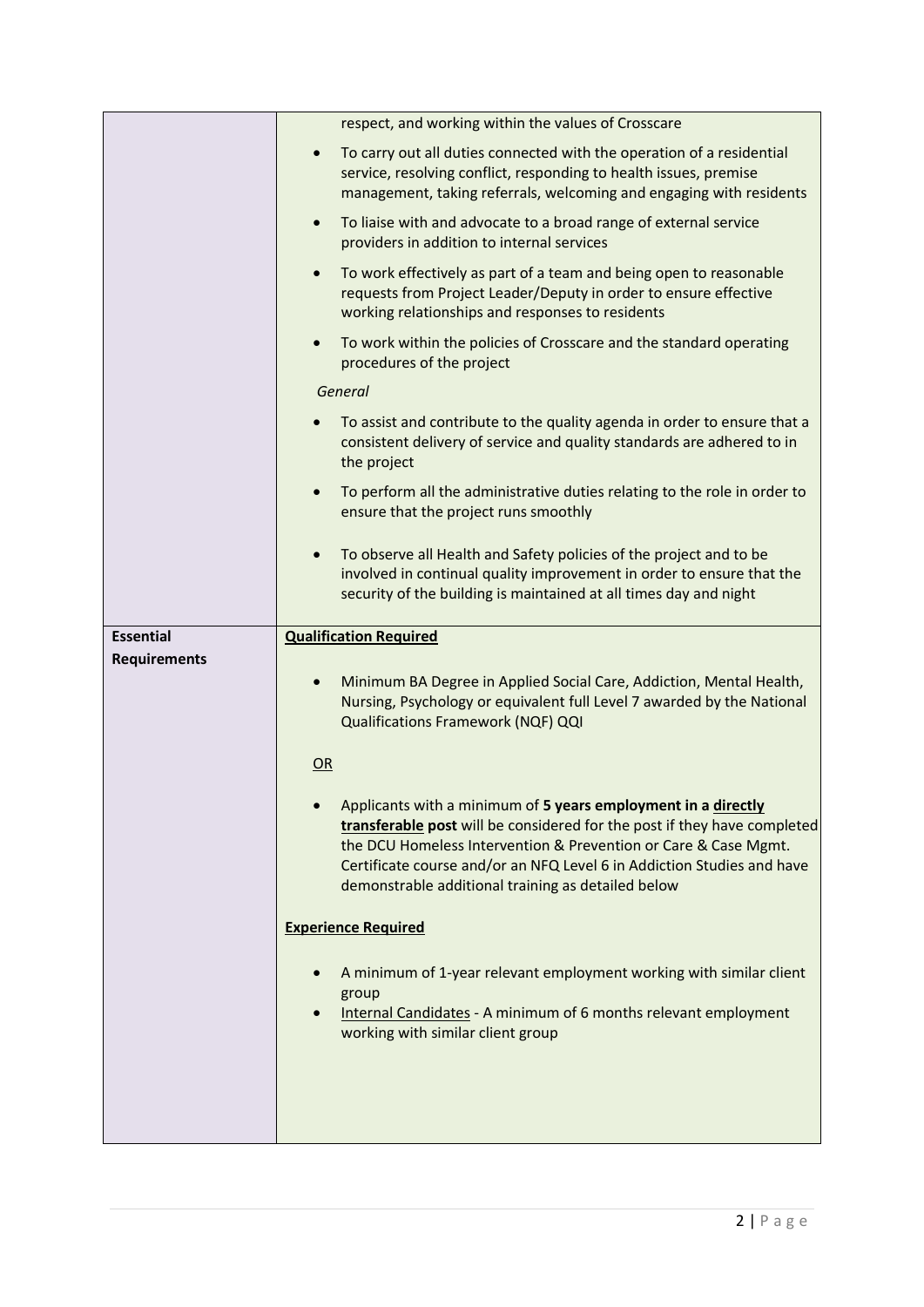| | |
|---|---|
| | respect, and working within the values of Crosscare<br>• To carry out all duties connected with the operation of a residential service, resolving conflict, responding to health issues, premise management, taking referrals, welcoming and engaging with residents<br>• To liaise with and advocate to a broad range of external service providers in addition to internal services<br>• To work effectively as part of a team and being open to reasonable requests from Project Leader/Deputy in order to ensure effective working relationships and responses to residents<br>• To work within the policies of Crosscare and the standard operating procedures of the project<br>*General*<br>• To assist and contribute to the quality agenda in order to ensure that a consistent delivery of service and quality standards are adhered to in the project<br>• To perform all the administrative duties relating to the role in order to ensure that the project runs smoothly<br>• To observe all Health and Safety policies of the project and to be involved in continual quality improvement in order to ensure that the security of the building is maintained at all times day and night |
| **Essential Requirements** | **<u>Qualification Required</u>**<br>• Minimum BA Degree in Applied Social Care, Addiction, Mental Health, Nursing, Psychology or equivalent full Level 7 awarded by the National Qualifications Framework (NFQ) QQI<br><u>OR</u><br>• Applicants with a minimum of **5 years employment in a <u>directly transferable</u> post** will be considered for the post if they have completed the DCU Homeless Intervention & Prevention or Care & Case Mgmt. Certificate course and/or an NFQ Level 6 in Addiction Studies and have demonstrable additional training as detailed below<br>**<u>Experience Required</u>**<br>• A minimum of 1-year relevant employment working with similar client group<br>• <u>Internal Candidates</u> - A minimum of 6 months relevant employment working with similar client group |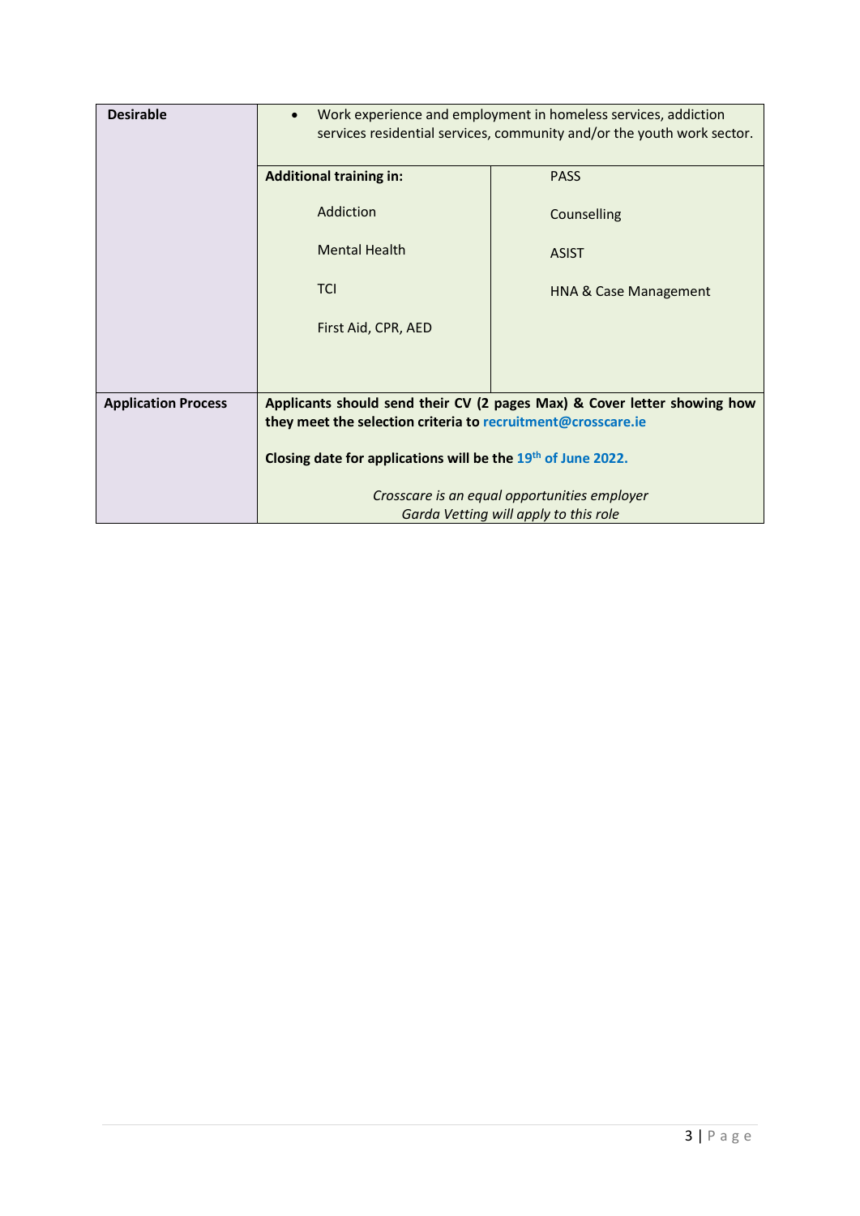| | | |
|---|---|---|
| **Desirable** | • Work experience and employment in homeless services, addiction services residential services, community and/or the youth work sector. | |
| | **Additional training in:**<br><br>Addiction<br><br>Mental Health<br><br>TCI<br><br>First Aid, CPR, AED | PASS<br><br>Counselling<br><br>ASIST<br><br>HNA & Case Management |
| **Application Process** | **Applicants should send their CV (2 pages Max) & Cover letter showing how they meet the selection criteria to recruitment@crosscare.ie**<br><br>**Closing date for applications will be the 19th of June 2022.**<br><br>*Crosscare is an equal opportunities employer*<br>*Garda Vetting will apply to this role* | |